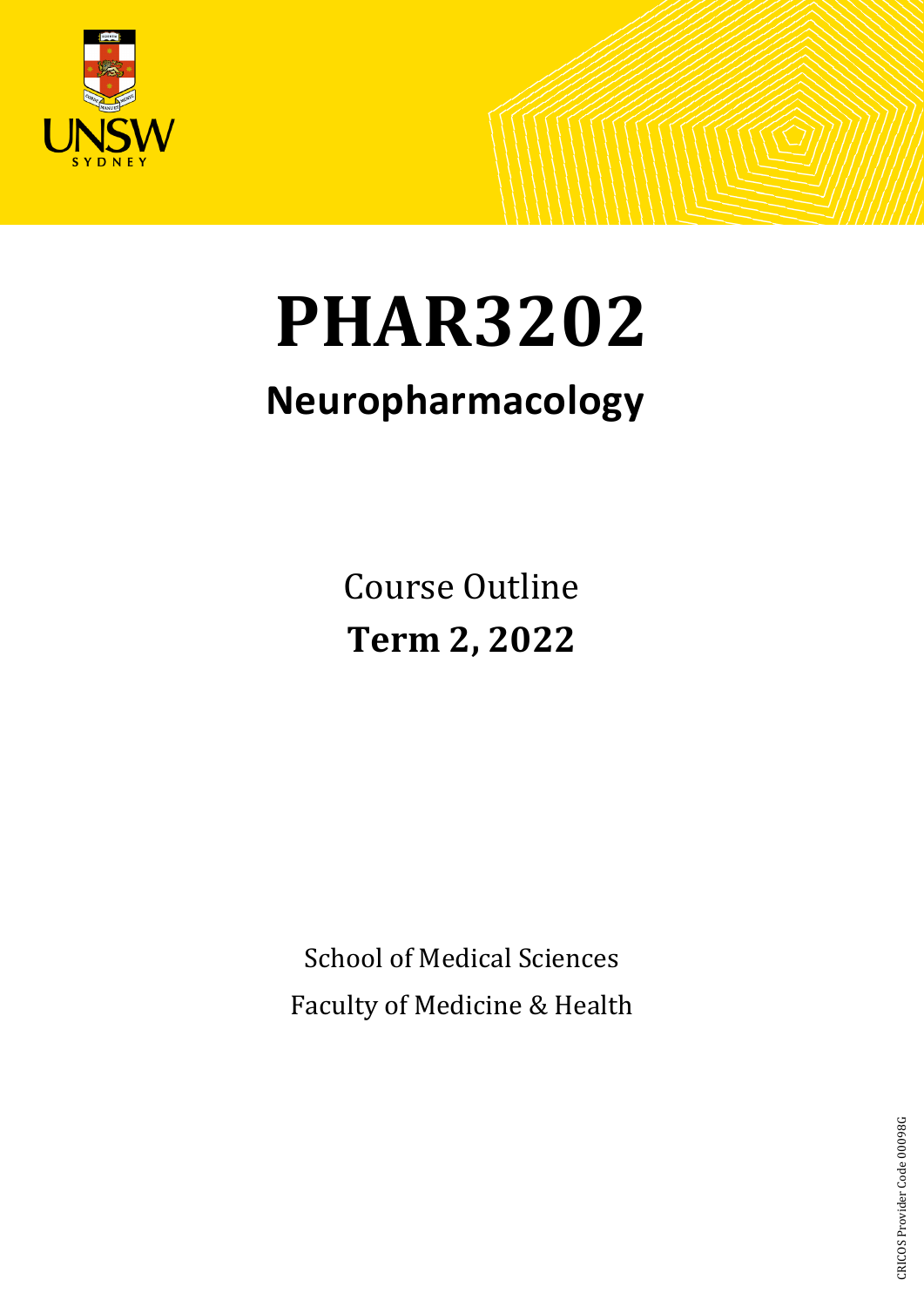# PHAR3202

## Neuropharmacology

Course Outline

**Term 2, 2022**

School of Medical Sciences

Faculty of Medicine & Health

CRICOS Provider Code 00098G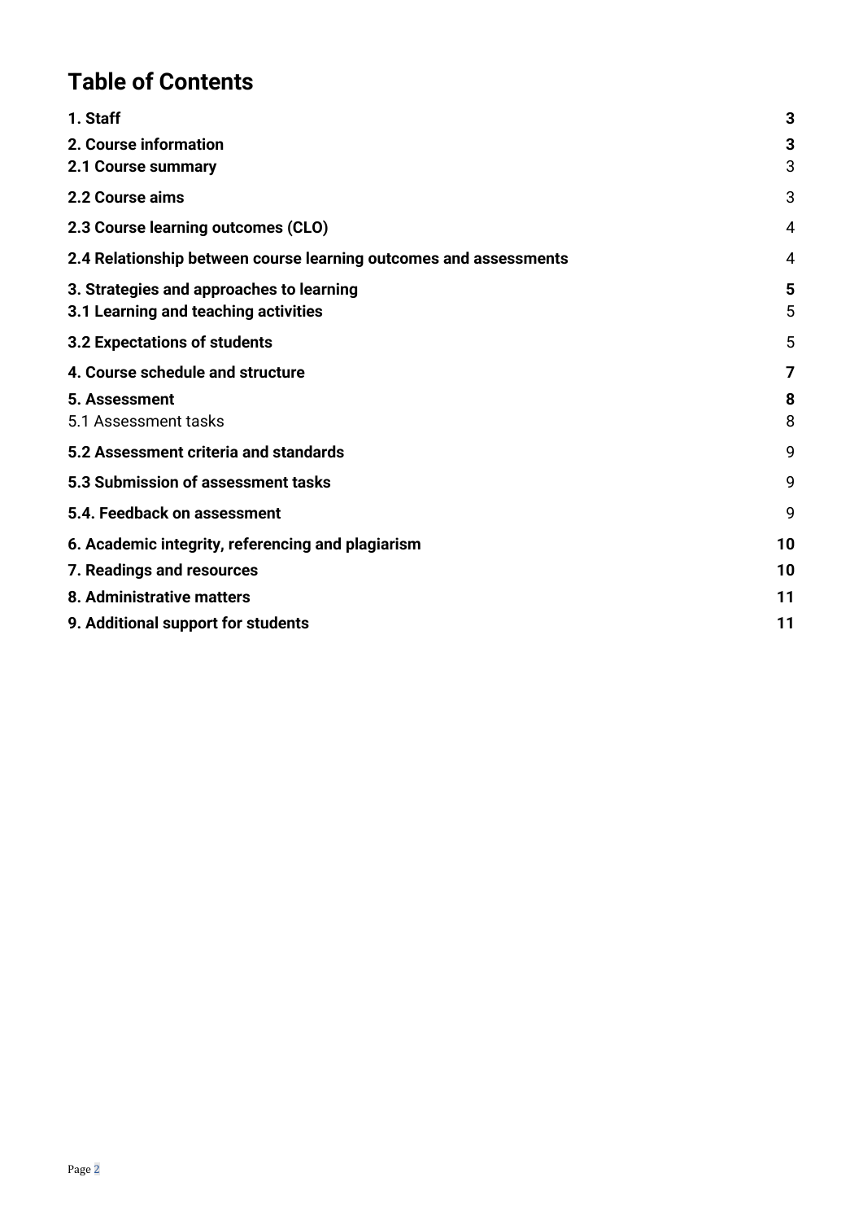# Table of Contents

| | |
|---|---|
| **1. Staff** | **3** |
| **2. Course information** | **3** |
| **2.1 Course summary** | 3 |
| **2.2 Course aims** | 3 |
| **2.3 Course learning outcomes (CLO)** | 4 |
| **2.4 Relationship between course learning outcomes and assessments** | 4 |
| **3. Strategies and approaches to learning** | **5** |
| **3.1 Learning and teaching activities** | 5 |
| **3.2 Expectations of students** | 5 |
| **4. Course schedule and structure** | **7** |
| **5. Assessment** | **8** |
| 5.1 Assessment tasks | 8 |
| **5.2 Assessment criteria and standards** | 9 |
| **5.3 Submission of assessment tasks** | 9 |
| **5.4. Feedback on assessment** | 9 |
| **6. Academic integrity, referencing and plagiarism** | **10** |
| **7. Readings and resources** | **10** |
| **8. Administrative matters** | **11** |
| **9. Additional support for students** | **11** |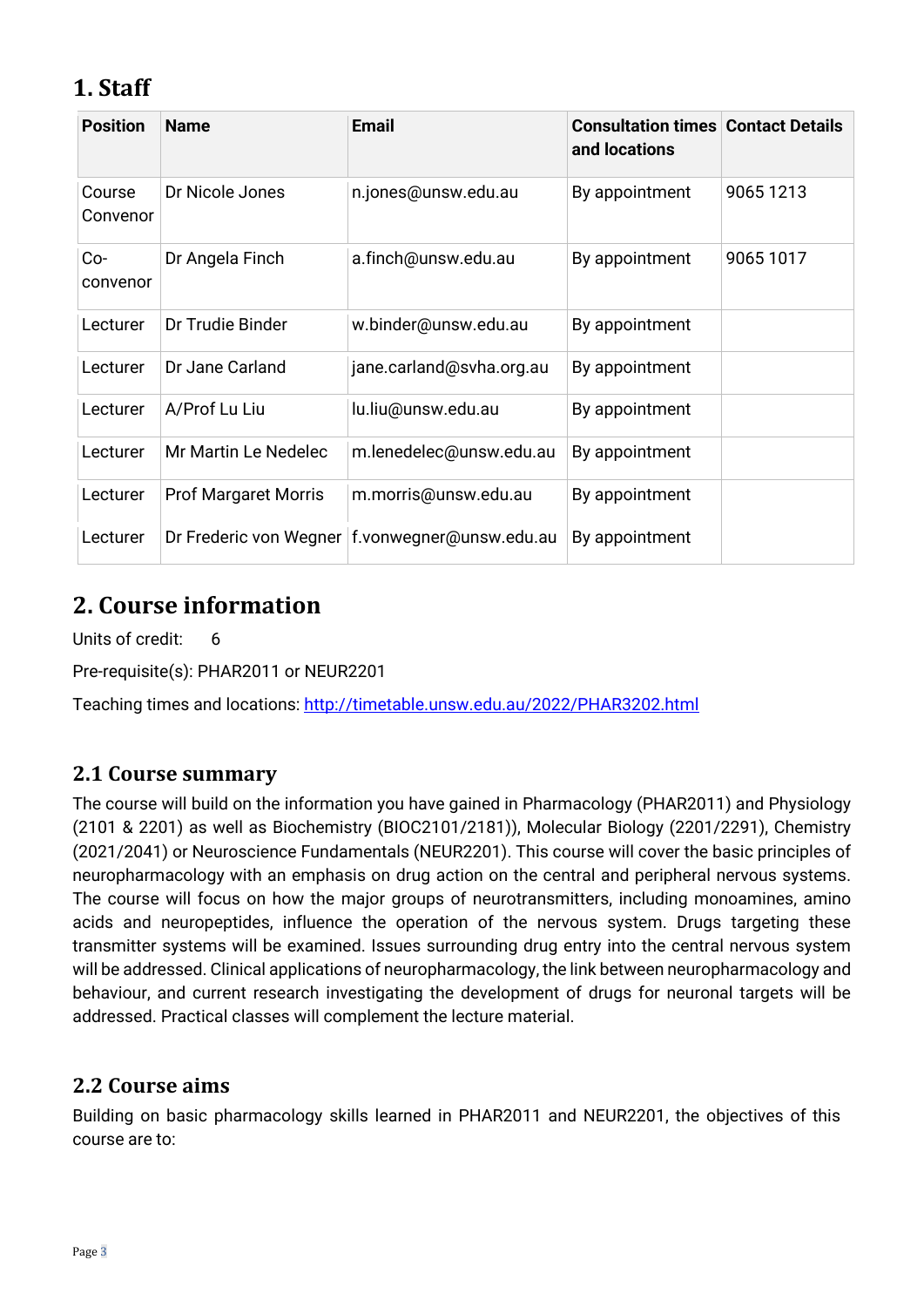# 1. Staff

| Position | Name | Email | Consultation times and locations | Contact Details |
|---|---|---|---|---|
| Course Convenor | Dr Nicole Jones | n.jones@unsw.edu.au | By appointment | 9065 1213 |
| Co-convenor | Dr Angela Finch | a.finch@unsw.edu.au | By appointment | 9065 1017 |
| Lecturer | Dr Trudie Binder | w.binder@unsw.edu.au | By appointment | |
| Lecturer | Dr Jane Carland | jane.carland@svha.org.au | By appointment | |
| Lecturer | A/Prof Lu Liu | lu.liu@unsw.edu.au | By appointment | |
| Lecturer | Mr Martin Le Nedelec | m.lenedelec@unsw.edu.au | By appointment | |
| Lecturer | Prof Margaret Morris | m.morris@unsw.edu.au | By appointment | |
| Lecturer | Dr Frederic von Wegner | f.vonwegner@unsw.edu.au | By appointment | |

# 2. Course information

Units of credit: 6

Pre-requisite(s): PHAR2011 or NEUR2201

Teaching times and locations: http://timetable.unsw.edu.au/2022/PHAR3202.html

## 2.1 Course summary

The course will build on the information you have gained in Pharmacology (PHAR2011) and Physiology (2101 & 2201) as well as Biochemistry (BIOC2101/2181)), Molecular Biology (2201/2291), Chemistry (2021/2041) or Neuroscience Fundamentals (NEUR2201). This course will cover the basic principles of neuropharmacology with an emphasis on drug action on the central and peripheral nervous systems. The course will focus on how the major groups of neurotransmitters, including monoamines, amino acids and neuropeptides, influence the operation of the nervous system. Drugs targeting these transmitter systems will be examined. Issues surrounding drug entry into the central nervous system will be addressed. Clinical applications of neuropharmacology, the link between neuropharmacology and behaviour, and current research investigating the development of drugs for neuronal targets will be addressed. Practical classes will complement the lecture material.

## 2.2 Course aims

Building on basic pharmacology skills learned in PHAR2011 and NEUR2201, the objectives of this course are to: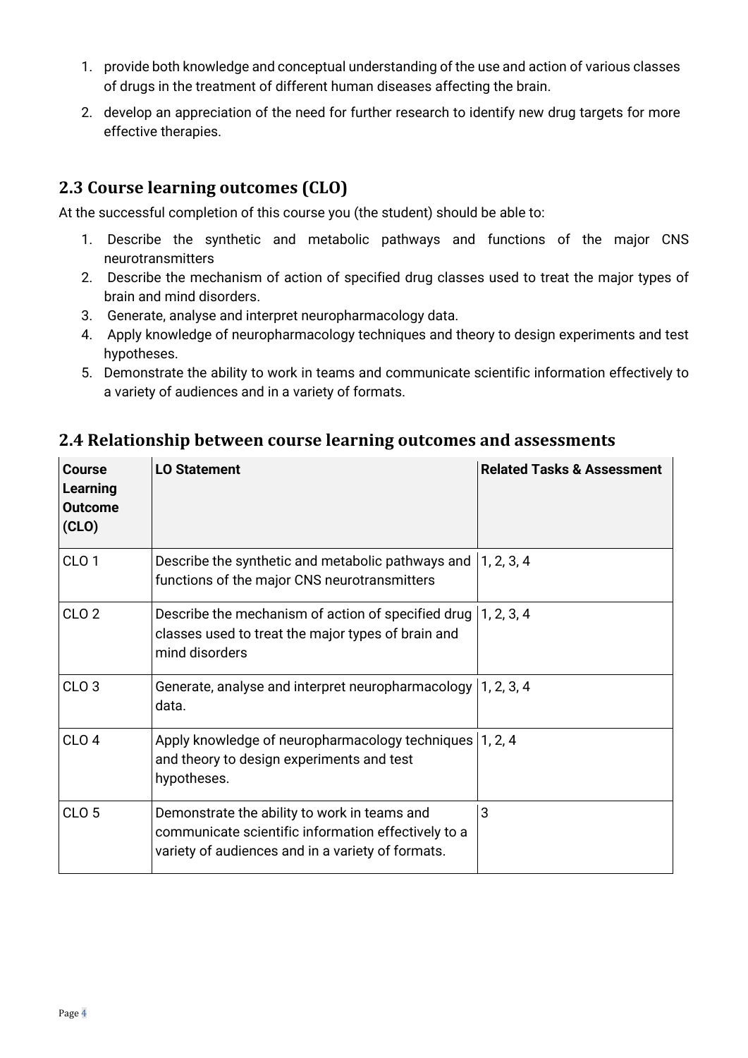1. provide both knowledge and conceptual understanding of the use and action of various classes of drugs in the treatment of different human diseases affecting the brain.
2. develop an appreciation of the need for further research to identify new drug targets for more effective therapies.

## 2.3 Course learning outcomes (CLO)

At the successful completion of this course you (the student) should be able to:

1. Describe the synthetic and metabolic pathways and functions of the major CNS neurotransmitters
2. Describe the mechanism of action of specified drug classes used to treat the major types of brain and mind disorders.
3. Generate, analyse and interpret neuropharmacology data.
4. Apply knowledge of neuropharmacology techniques and theory to design experiments and test hypotheses.
5. Demonstrate the ability to work in teams and communicate scientific information effectively to a variety of audiences and in a variety of formats.

## 2.4 Relationship between course learning outcomes and assessments

| Course Learning Outcome (CLO) | LO Statement | Related Tasks & Assessment |
|---|---|---|
| CLO 1 | Describe the synthetic and metabolic pathways and functions of the major CNS neurotransmitters | 1, 2, 3, 4 |
| CLO 2 | Describe the mechanism of action of specified drug classes used to treat the major types of brain and mind disorders | 1, 2, 3, 4 |
| CLO 3 | Generate, analyse and interpret neuropharmacology data. | 1, 2, 3, 4 |
| CLO 4 | Apply knowledge of neuropharmacology techniques and theory to design experiments and test hypotheses. | 1, 2, 4 |
| CLO 5 | Demonstrate the ability to work in teams and communicate scientific information effectively to a variety of audiences and in a variety of formats. | 3 |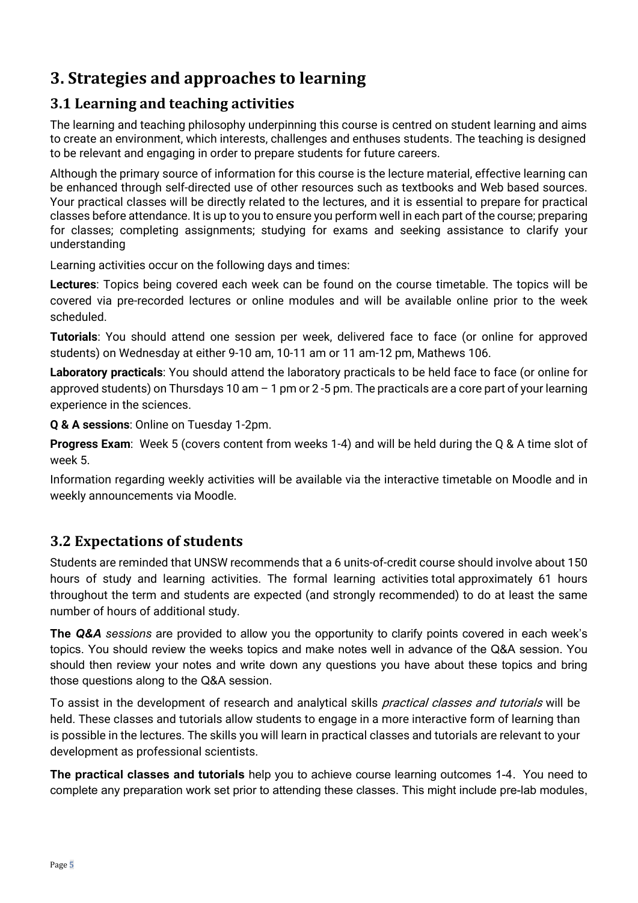# 3. Strategies and approaches to learning

## 3.1 Learning and teaching activities

The learning and teaching philosophy underpinning this course is centred on student learning and aims to create an environment, which interests, challenges and enthuses students. The teaching is designed to be relevant and engaging in order to prepare students for future careers.

Although the primary source of information for this course is the lecture material, effective learning can be enhanced through self-directed use of other resources such as textbooks and Web based sources. Your practical classes will be directly related to the lectures, and it is essential to prepare for practical classes before attendance. It is up to you to ensure you perform well in each part of the course; preparing for classes; completing assignments; studying for exams and seeking assistance to clarify your understanding

Learning activities occur on the following days and times:

**Lectures**: Topics being covered each week can be found on the course timetable. The topics will be covered via pre-recorded lectures or online modules and will be available online prior to the week scheduled.

**Tutorials**: You should attend one session per week, delivered face to face (or online for approved students) on Wednesday at either 9-10 am, 10-11 am or 11 am-12 pm, Mathews 106.

**Laboratory practicals**: You should attend the laboratory practicals to be held face to face (or online for approved students) on Thursdays 10 am – 1 pm or 2 -5 pm. The practicals are a core part of your learning experience in the sciences.

**Q & A sessions**: Online on Tuesday 1-2pm.

**Progress Exam**: Week 5 (covers content from weeks 1-4) and will be held during the Q & A time slot of week 5.

Information regarding weekly activities will be available via the interactive timetable on Moodle and in weekly announcements via Moodle.

## 3.2 Expectations of students

Students are reminded that UNSW recommends that a 6 units-of-credit course should involve about 150 hours of study and learning activities. The formal learning activities total approximately 61 hours throughout the term and students are expected (and strongly recommended) to do at least the same number of hours of additional study.

**The *Q&A* *sessions*** are provided to allow you the opportunity to clarify points covered in each week's topics. You should review the weeks topics and make notes well in advance of the Q&A session. You should then review your notes and write down any questions you have about these topics and bring those questions along to the Q&A session.

To assist in the development of research and analytical skills *practical classes and tutorials* will be held. These classes and tutorials allow students to engage in a more interactive form of learning than is possible in the lectures. The skills you will learn in practical classes and tutorials are relevant to your development as professional scientists.

**The practical classes and tutorials** help you to achieve course learning outcomes 1-4. You need to complete any preparation work set prior to attending these classes. This might include pre-lab modules,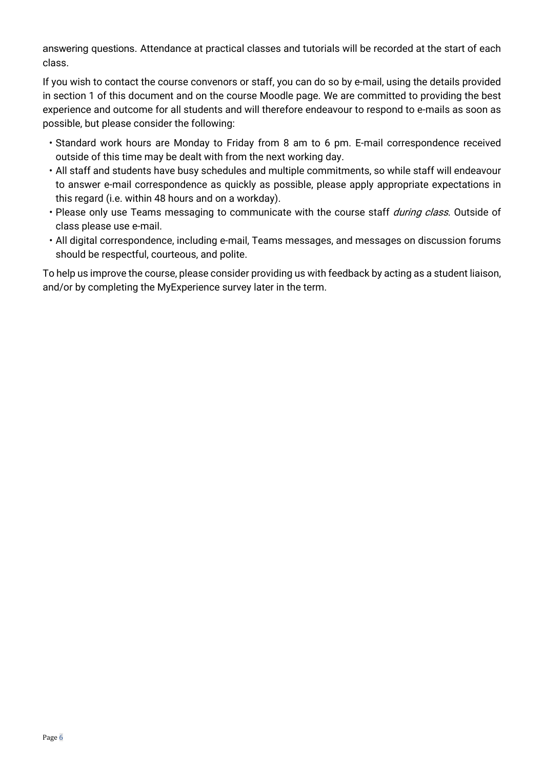answering questions. Attendance at practical classes and tutorials will be recorded at the start of each class.

If you wish to contact the course convenors or staff, you can do so by e-mail, using the details provided in section 1 of this document and on the course Moodle page. We are committed to providing the best experience and outcome for all students and will therefore endeavour to respond to e-mails as soon as possible, but please consider the following:

- Standard work hours are Monday to Friday from 8 am to 6 pm. E-mail correspondence received outside of this time may be dealt with from the next working day.
- All staff and students have busy schedules and multiple commitments, so while staff will endeavour to answer e-mail correspondence as quickly as possible, please apply appropriate expectations in this regard (i.e. within 48 hours and on a workday).
- Please only use Teams messaging to communicate with the course staff *during class*. Outside of class please use e-mail.
- All digital correspondence, including e-mail, Teams messages, and messages on discussion forums should be respectful, courteous, and polite.

To help us improve the course, please consider providing us with feedback by acting as a student liaison, and/or by completing the MyExperience survey later in the term.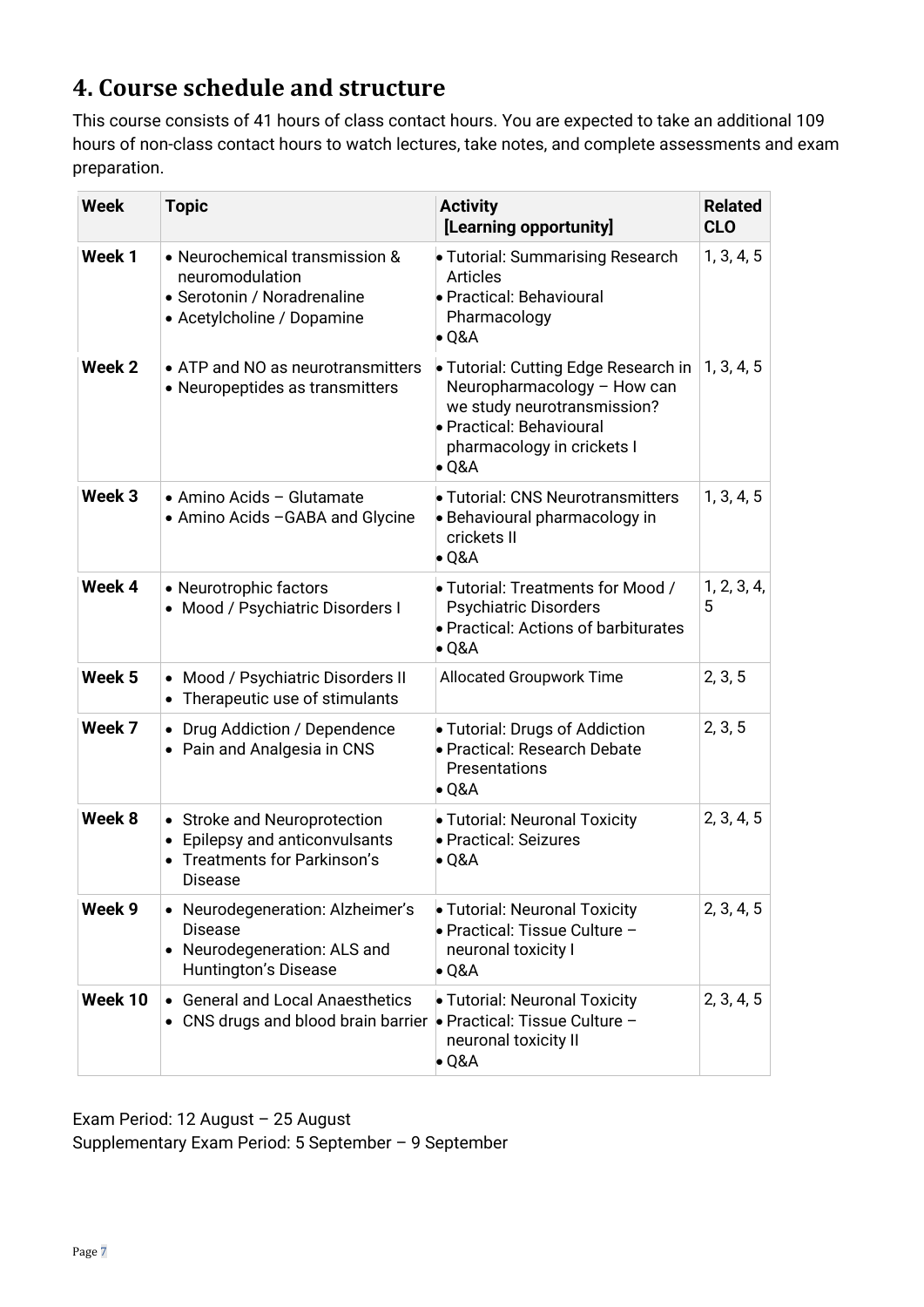## 4. Course schedule and structure

This course consists of 41 hours of class contact hours. You are expected to take an additional 109 hours of non-class contact hours to watch lectures, take notes, and complete assessments and exam preparation.

| Week | Topic | Activity [Learning opportunity] | Related CLO |
|---|---|---|---|
| Week 1 | • Neurochemical transmission & neuromodulation<br>• Serotonin / Noradrenaline<br>• Acetylcholine / Dopamine | • Tutorial: Summarising Research Articles<br>• Practical: Behavioural Pharmacology<br>• Q&A | 1, 3, 4, 5 |
| Week 2 | • ATP and NO as neurotransmitters<br>• Neuropeptides as transmitters | • Tutorial: Cutting Edge Research in Neuropharmacology – How can we study neurotransmission?<br>• Practical: Behavioural pharmacology in crickets I<br>• Q&A | 1, 3, 4, 5 |
| Week 3 | • Amino Acids – Glutamate<br>• Amino Acids –GABA and Glycine | • Tutorial: CNS Neurotransmitters<br>• Behavioural pharmacology in crickets II<br>• Q&A | 1, 3, 4, 5 |
| Week 4 | • Neurotrophic factors<br>• Mood / Psychiatric Disorders I | • Tutorial: Treatments for Mood / Psychiatric Disorders<br>• Practical: Actions of barbiturates<br>• Q&A | 1, 2, 3, 4, 5 |
| Week 5 | • Mood / Psychiatric Disorders II<br>• Therapeutic use of stimulants | Allocated Groupwork Time | 2, 3, 5 |
| Week 7 | • Drug Addiction / Dependence<br>• Pain and Analgesia in CNS | • Tutorial: Drugs of Addiction<br>• Practical: Research Debate Presentations<br>• Q&A | 2, 3, 5 |
| Week 8 | • Stroke and Neuroprotection<br>• Epilepsy and anticonvulsants<br>• Treatments for Parkinson's Disease | • Tutorial: Neuronal Toxicity<br>• Practical: Seizures<br>• Q&A | 2, 3, 4, 5 |
| Week 9 | • Neurodegeneration: Alzheimer's Disease<br>• Neurodegeneration: ALS and Huntington's Disease | • Tutorial: Neuronal Toxicity<br>• Practical: Tissue Culture – neuronal toxicity I<br>• Q&A | 2, 3, 4, 5 |
| Week 10 | • General and Local Anaesthetics<br>• CNS drugs and blood brain barrier | • Tutorial: Neuronal Toxicity<br>• Practical: Tissue Culture – neuronal toxicity II<br>• Q&A | 2, 3, 4, 5 |

Exam Period: 12 August – 25 August
Supplementary Exam Period: 5 September – 9 September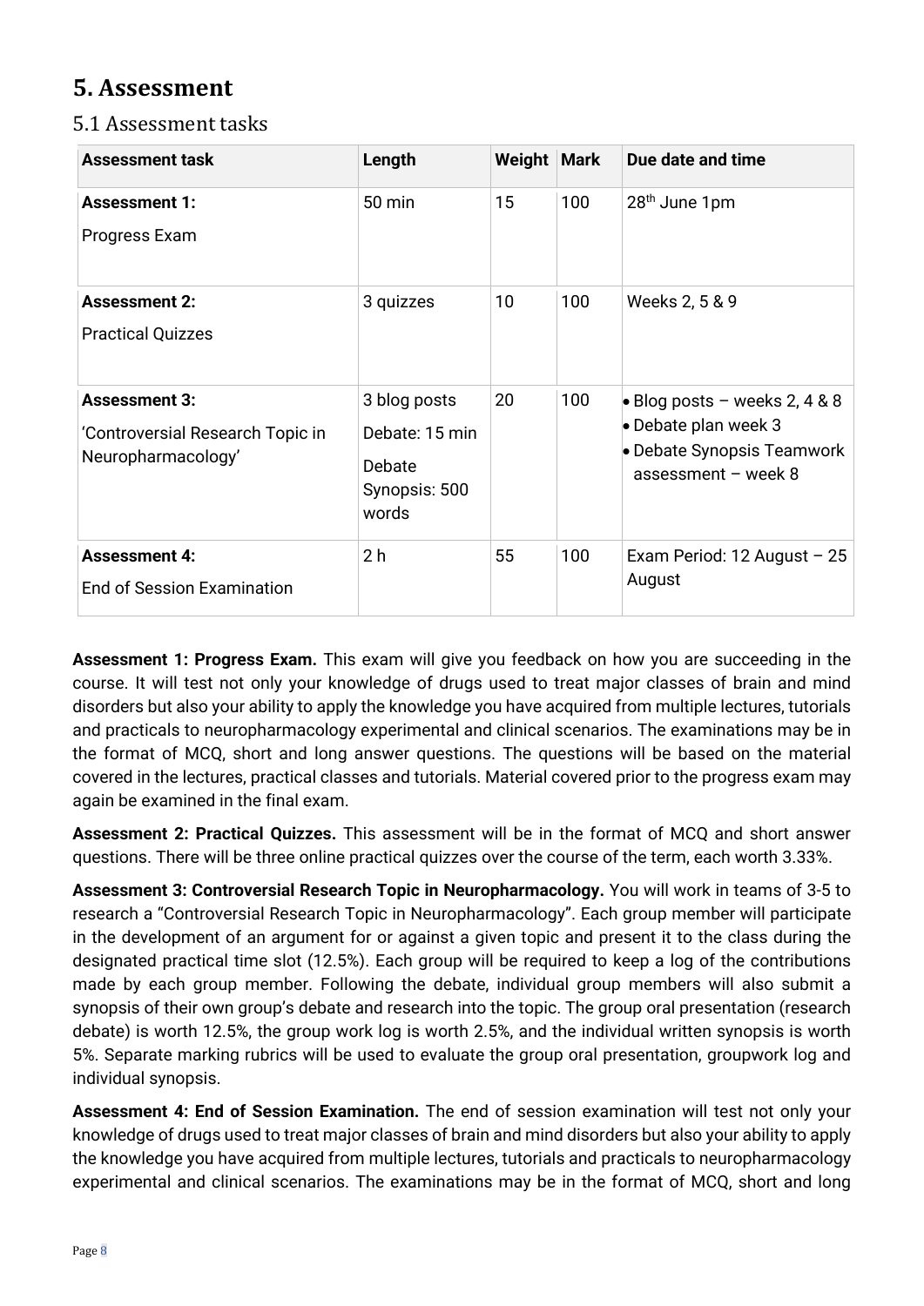# 5. Assessment

## 5.1 Assessment tasks

| Assessment task | Length | Weight | Mark | Due date and time |
|---|---|---|---|---|
| **Assessment 1:** Progress Exam | 50 min | 15 | 100 | 28th June 1pm |
| **Assessment 2:** Practical Quizzes | 3 quizzes | 10 | 100 | Weeks 2, 5 & 9 |
| **Assessment 3:** 'Controversial Research Topic in Neuropharmacology' | 3 blog posts<br>Debate: 15 min<br>Debate Synopsis: 500 words | 20 | 100 | • Blog posts – weeks 2, 4 & 8<br>• Debate plan week 3<br>• Debate Synopsis Teamwork assessment – week 8 |
| **Assessment 4:** End of Session Examination | 2 h | 55 | 100 | Exam Period: 12 August – 25 August |

**Assessment 1: Progress Exam.** This exam will give you feedback on how you are succeeding in the course. It will test not only your knowledge of drugs used to treat major classes of brain and mind disorders but also your ability to apply the knowledge you have acquired from multiple lectures, tutorials and practicals to neuropharmacology experimental and clinical scenarios. The examinations may be in the format of MCQ, short and long answer questions. The questions will be based on the material covered in the lectures, practical classes and tutorials. Material covered prior to the progress exam may again be examined in the final exam.

**Assessment 2: Practical Quizzes.** This assessment will be in the format of MCQ and short answer questions. There will be three online practical quizzes over the course of the term, each worth 3.33%.

**Assessment 3: Controversial Research Topic in Neuropharmacology.** You will work in teams of 3-5 to research a "Controversial Research Topic in Neuropharmacology". Each group member will participate in the development of an argument for or against a given topic and present it to the class during the designated practical time slot (12.5%). Each group will be required to keep a log of the contributions made by each group member. Following the debate, individual group members will also submit a synopsis of their own group's debate and research into the topic. The group oral presentation (research debate) is worth 12.5%, the group work log is worth 2.5%, and the individual written synopsis is worth 5%. Separate marking rubrics will be used to evaluate the group oral presentation, groupwork log and individual synopsis.

**Assessment 4: End of Session Examination.** The end of session examination will test not only your knowledge of drugs used to treat major classes of brain and mind disorders but also your ability to apply the knowledge you have acquired from multiple lectures, tutorials and practicals to neuropharmacology experimental and clinical scenarios. The examinations may be in the format of MCQ, short and long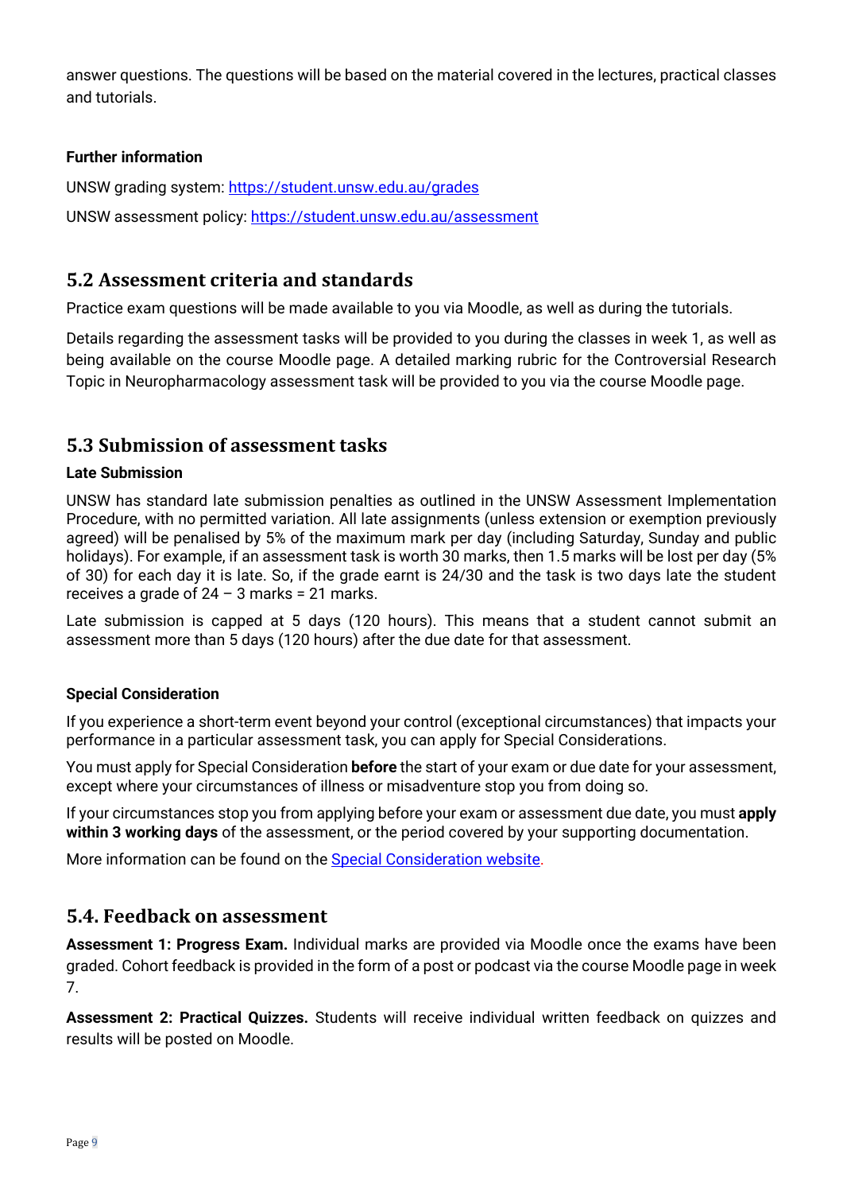answer questions. The questions will be based on the material covered in the lectures, practical classes and tutorials.

**Further information**

UNSW grading system: [https://student.unsw.edu.au/grades](https://student.unsw.edu.au/grades)

UNSW assessment policy: [https://student.unsw.edu.au/assessment](https://student.unsw.edu.au/assessment)

## 5.2 Assessment criteria and standards

Practice exam questions will be made available to you via Moodle, as well as during the tutorials.

Details regarding the assessment tasks will be provided to you during the classes in week 1, as well as being available on the course Moodle page. A detailed marking rubric for the Controversial Research Topic in Neuropharmacology assessment task will be provided to you via the course Moodle page.

## 5.3 Submission of assessment tasks

**Late Submission**

UNSW has standard late submission penalties as outlined in the UNSW Assessment Implementation Procedure, with no permitted variation. All late assignments (unless extension or exemption previously agreed) will be penalised by 5% of the maximum mark per day (including Saturday, Sunday and public holidays). For example, if an assessment task is worth 30 marks, then 1.5 marks will be lost per day (5% of 30) for each day it is late. So, if the grade earnt is 24/30 and the task is two days late the student receives a grade of 24 – 3 marks = 21 marks.

Late submission is capped at 5 days (120 hours). This means that a student cannot submit an assessment more than 5 days (120 hours) after the due date for that assessment.

**Special Consideration**

If you experience a short-term event beyond your control (exceptional circumstances) that impacts your performance in a particular assessment task, you can apply for Special Considerations.

You must apply for Special Consideration **before** the start of your exam or due date for your assessment, except where your circumstances of illness or misadventure stop you from doing so.

If your circumstances stop you from applying before your exam or assessment due date, you must **apply within 3 working days** of the assessment, or the period covered by your supporting documentation.

More information can be found on the [Special Consideration website](Special Consideration website).

## 5.4. Feedback on assessment

**Assessment 1: Progress Exam.** Individual marks are provided via Moodle once the exams have been graded. Cohort feedback is provided in the form of a post or podcast via the course Moodle page in week 7.

**Assessment 2: Practical Quizzes.** Students will receive individual written feedback on quizzes and results will be posted on Moodle.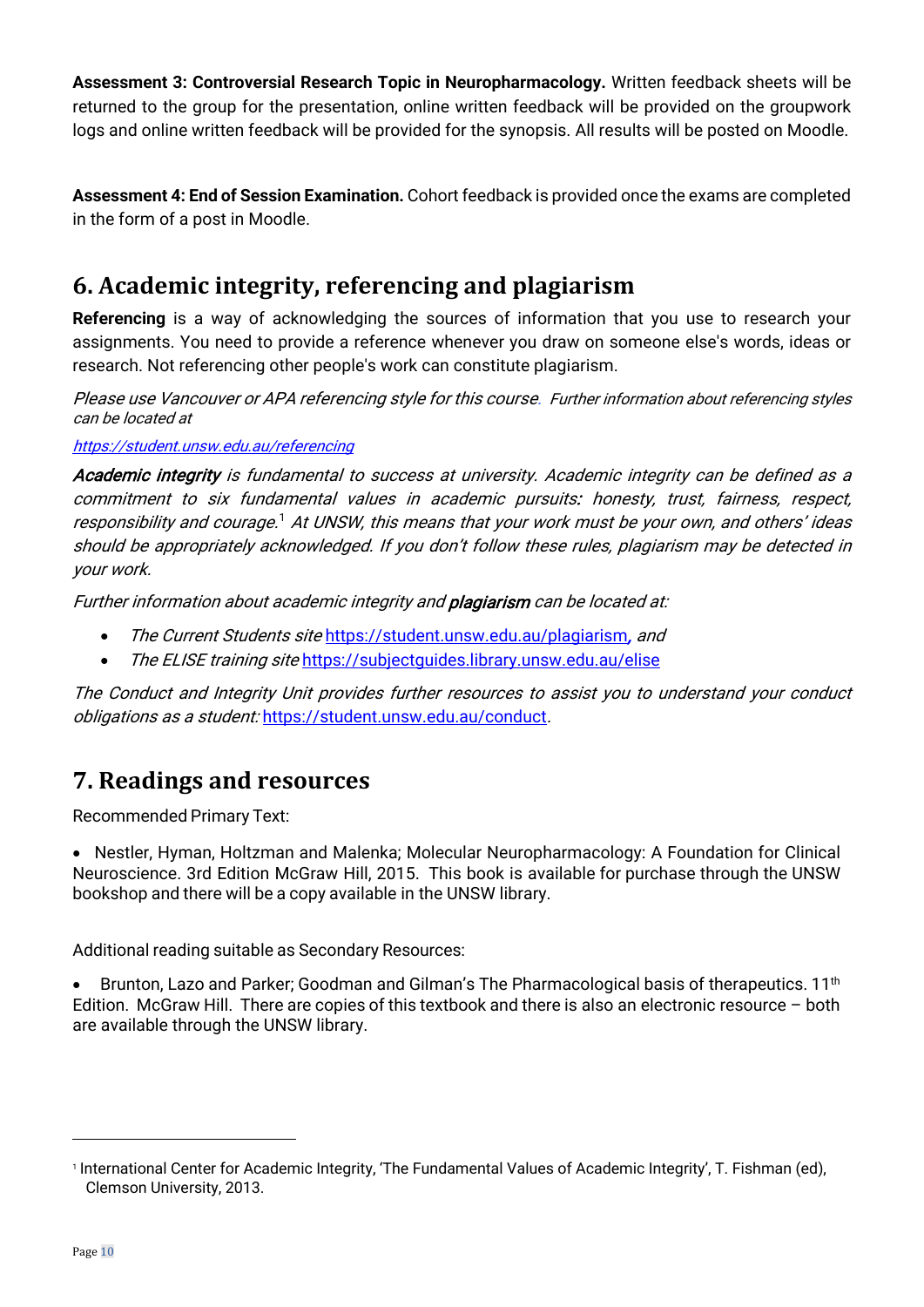**Assessment 3: Controversial Research Topic in Neuropharmacology.** Written feedback sheets will be returned to the group for the presentation, online written feedback will be provided on the groupwork logs and online written feedback will be provided for the synopsis. All results will be posted on Moodle.

**Assessment 4: End of Session Examination.** Cohort feedback is provided once the exams are completed in the form of a post in Moodle.

## 6. Academic integrity, referencing and plagiarism

**Referencing** is a way of acknowledging the sources of information that you use to research your assignments. You need to provide a reference whenever you draw on someone else's words, ideas or research. Not referencing other people's work can constitute plagiarism.

*Please use Vancouver or APA referencing style for this course. Further information about referencing styles can be located at*

*https://student.unsw.edu.au/referencing*

***Academic integrity*** *is fundamental to success at university. Academic integrity can be defined as a commitment to six fundamental values in academic pursuits: honesty, trust, fairness, respect, responsibility and courage.*[1] *At UNSW, this means that your work must be your own, and others' ideas should be appropriately acknowledged. If you don't follow these rules, plagiarism may be detected in your work.*

*Further information about academic integrity and* ***plagiarism*** *can be located at:*

- *The Current Students site* https://student.unsw.edu.au/plagiarism*, and*
- *The ELISE training site* https://subjectguides.library.unsw.edu.au/elise

*The Conduct and Integrity Unit provides further resources to assist you to understand your conduct obligations as a student:* https://student.unsw.edu.au/conduct.

## 7. Readings and resources

Recommended Primary Text:

- Nestler, Hyman, Holtzman and Malenka; Molecular Neuropharmacology: A Foundation for Clinical Neuroscience. 3rd Edition McGraw Hill, 2015. This book is available for purchase through the UNSW bookshop and there will be a copy available in the UNSW library.

Additional reading suitable as Secondary Resources:

- Brunton, Lazo and Parker; Goodman and Gilman's The Pharmacological basis of therapeutics. 11th Edition. McGraw Hill. There are copies of this textbook and there is also an electronic resource – both are available through the UNSW library.

---

[1] International Center for Academic Integrity, 'The Fundamental Values of Academic Integrity', T. Fishman (ed), Clemson University, 2013.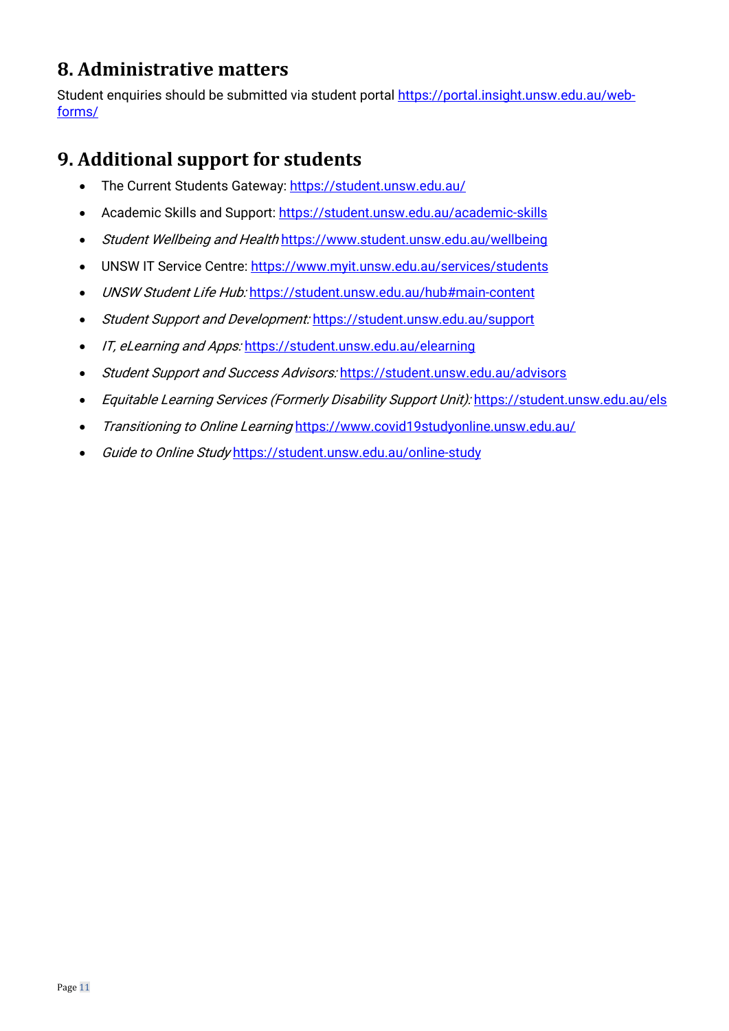## 8. Administrative matters

Student enquiries should be submitted via student portal https://portal.insight.unsw.edu.au/web-forms/

## 9. Additional support for students

- The Current Students Gateway: https://student.unsw.edu.au/
- Academic Skills and Support: https://student.unsw.edu.au/academic-skills
- *Student Wellbeing and Health* https://www.student.unsw.edu.au/wellbeing
- UNSW IT Service Centre: https://www.myit.unsw.edu.au/services/students
- *UNSW Student Life Hub:* https://student.unsw.edu.au/hub#main-content
- *Student Support and Development:* https://student.unsw.edu.au/support
- *IT, eLearning and Apps:* https://student.unsw.edu.au/elearning
- *Student Support and Success Advisors:* https://student.unsw.edu.au/advisors
- *Equitable Learning Services (Formerly Disability Support Unit):* https://student.unsw.edu.au/els
- *Transitioning to Online Learning* https://www.covid19studyonline.unsw.edu.au/
- *Guide to Online Study* https://student.unsw.edu.au/online-study